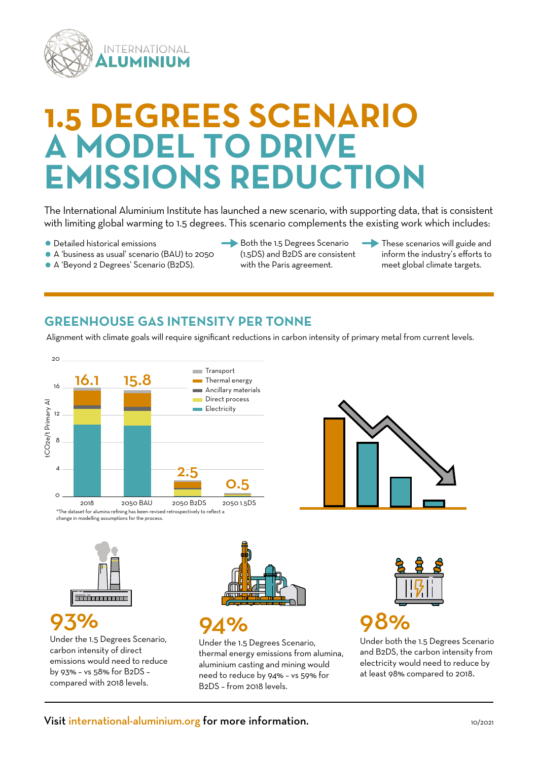# 1.5 DEGREES SCENARIO A MODEL TO DRIVE EMISSIONS REDUCTION

The International Aluminium Institute has launched a new scenario, with supporting data, that is consistent with limiting global warming to 1.5 degrees. This scenario complements the existing work which includes:

- Detailed historical emissions
- A 'business as usual' scenario (BAU) to 2050
- A 'Beyond 2 Degrees' Scenario (B2DS).

→ Both the 1.5 Degrees Scenario (1.5DS) and B2DS are consistent with the Paris agreement.

→ These scenarios will guide and inform the industry's efforts to meet global climate targets.

## GREENHOUSE GAS INTENSITY PER TONNE

Alignment with climate goals will require significant reductions in carbon intensity of primary metal from current levels.

| Scenario | tCO2e/t Primary Al |
|---|---|
| 2018 | 16.1 |
| 2050 BAU | 15.8 |
| 2050 B2DS | 2.5 |
| 2050 1.5DS | 0.5 |

Legend: Transport, Thermal energy, Ancillary materials, Direct process, Electricity

*The dataset for alumina refining has been revised retrospectively to reflect a change in modelling assumptions for the process.

**93%**

Under the 1.5 Degrees Scenario, carbon intensity of direct emissions would need to reduce by 93% – vs 58% for B2DS – compared with 2018 levels.

**94%**

Under the 1.5 Degrees Scenario, thermal energy emissions from alumina, aluminium casting and mining would need to reduce by 94% – vs 59% for B2DS – from 2018 levels.

**98%**

Under both the 1.5 Degrees Scenario and B2DS, the carbon intensity from electricity would need to reduce by at least 98% compared to 2018.

Visit international-aluminium.org for more information.

10/2021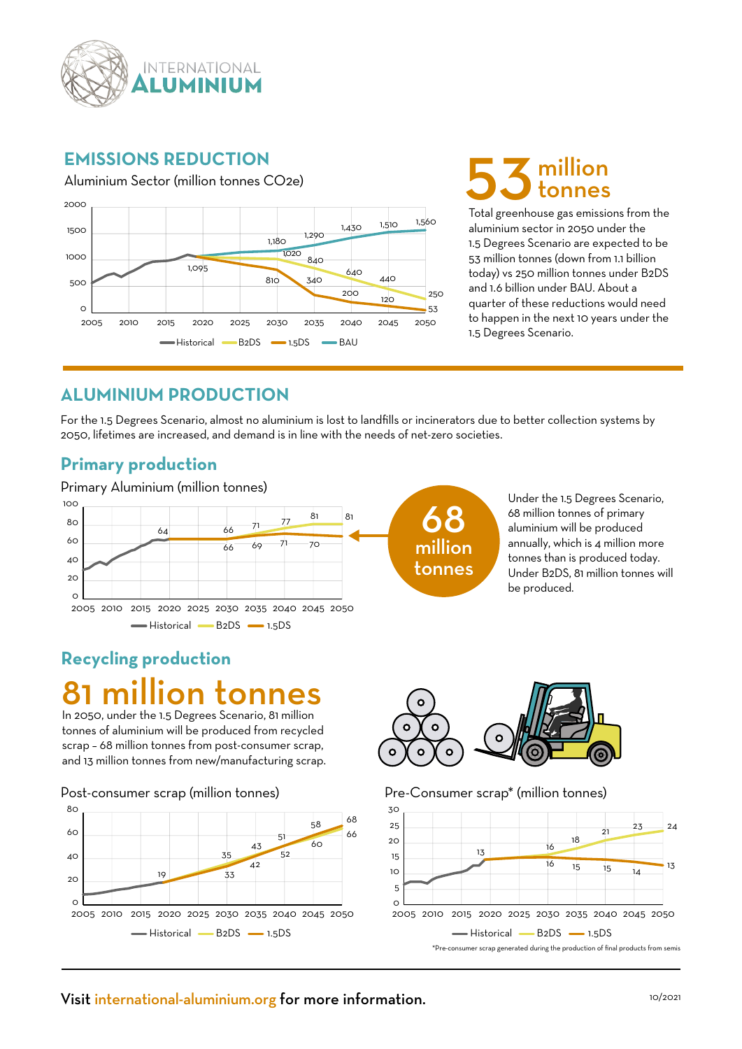# INTERNATIONAL ALUMINIUM

## EMISSIONS REDUCTION

Aluminium Sector (million tonnes CO2e)

| Year | B2DS | 1.5DS | BAU |
|---|---|---|---|
| 2020 | 1,095 | 1,095 | 1,095 |
| 2030 | 1,020 | 810 | 1,180 |
| 2035 | 840 | 340 | 1,290 |
| 2040 | 640 | 200 | 1,430 |
| 2045 | 440 | 120 | 1,510 |
| 2050 | 250 | 53 | 1,560 |

## 53 million tonnes

Total greenhouse gas emissions from the aluminium sector in 2050 under the 1.5 Degrees Scenario are expected to be 53 million tonnes (down from 1.1 billion today) vs 250 million tonnes under B2DS and 1.6 billion under BAU. About a quarter of these reductions would need to happen in the next 10 years under the 1.5 Degrees Scenario.

## ALUMINIUM PRODUCTION

For the 1.5 Degrees Scenario, almost no aluminium is lost to landfills or incinerators due to better collection systems by 2050, lifetimes are increased, and demand is in line with the needs of net-zero societies.

### Primary production

Primary Aluminium (million tonnes)

| Year | B2DS | 1.5DS |
|---|---|---|
| 2020 | 64 | 64 |
| 2030 | 66 | 66 |
| 2035 | 71 | 69 |
| 2040 | 77 | 71 |
| 2045 | 81 | 70 |
| 2050 | 81 | 68 |

**68 million tonnes**

Under the 1.5 Degrees Scenario, 68 million tonnes of primary aluminium will be produced annually, which is 4 million more tonnes than is produced today. Under B2DS, 81 million tonnes will be produced.

### Recycling production

## 81 million tonnes

In 2050, under the 1.5 Degrees Scenario, 81 million tonnes of aluminium will be produced from recycled scrap – 68 million tonnes from post-consumer scrap, and 13 million tonnes from new/manufacturing scrap.

Post-consumer scrap (million tonnes)

| Year | B2DS | 1.5DS |
|---|---|---|
| 2020 | 19 | 19 |
| 2030 | 35 | 33 |
| 2035 | 43 | 42 |
| 2040 | 51 | 52 |
| 2045 | 58 | 60 |
| 2050 | 66 | 68 |

Pre-Consumer scrap* (million tonnes)

| Year | B2DS | 1.5DS |
|---|---|---|
| 2020 | 13 | 13 |
| 2030 | 16 | 16 |
| 2035 | 18 | 15 |
| 2040 | 21 | 15 |
| 2045 | 23 | 14 |
| 2050 | 24 | 13 |

*Pre-consumer scrap generated during the production of final products from semis

Visit international-aluminium.org for more information.

10/2021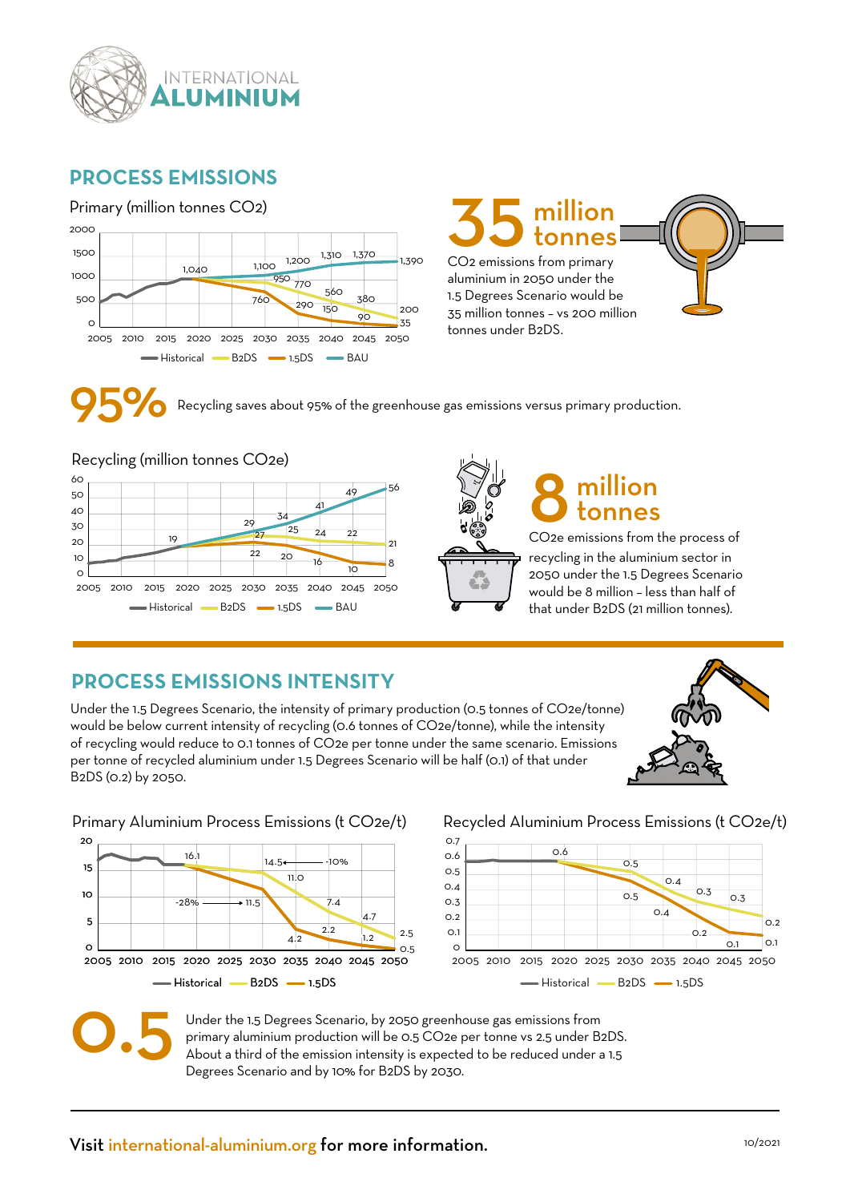INTERNATIONAL ALUMINIUM

## PROCESS EMISSIONS

Primary (million tonnes $CO_2$)

2000
1500
1000
500
0
2005 2010 2015 2020 2025 2030 2035 2040 2045 2050

1,040
1,100
1,200
1,310
1,370
1,390
950
770
560
380
200
35
760
290
150
90

Historical B2DS 1.5DS BAU

**35 million tonnes**

$CO_2$ emissions from primary aluminium in 2050 under the 1.5 Degrees Scenario would be 35 million tonnes – vs 200 million tonnes under B2DS.

**95%** Recycling saves about 95% of the greenhouse gas emissions versus primary production.

Recycling (million tonnes $CO_2e$)

60
50
40
30
20
10
0
2005 2010 2015 2020 2025 2030 2035 2040 2045 2050

19
29
34
41
49
56
27
25
24
22
21
22
20
16
10
8

Historical B2DS 1.5DS BAU

**8 million tonnes**

$CO_2e$ emissions from the process of recycling in the aluminium sector in 2050 under the 1.5 Degrees Scenario would be 8 million – less than half of that under B2DS (21 million tonnes).

## PROCESS EMISSIONS INTENSITY

Under the 1.5 Degrees Scenario, the intensity of primary production (0.5 tonnes of $CO_2e$/tonne) would be below current intensity of recycling (0.6 tonnes of $CO_2e$/tonne), while the intensity of recycling would reduce to 0.1 tonnes of $CO_2e$ per tonne under the same scenario. Emissions per tonne of recycled aluminium under 1.5 Degrees Scenario will be half (0.1) of that under B2DS (0.2) by 2050.

Primary Aluminium Process Emissions (t $CO_2e$/t)

20
15
10
5
0
2005 2010 2015 2020 2025 2030 2035 2040 2045 2050

16.1
14.5
-10%
11.0
-28%
11.5
7.4
4.7
2.2
4.2
1.2
2.5
0.5

Historical B2DS 1.5DS

Recycled Aluminium Process Emissions (t $CO_2e$/t)

0.7
0.6
0.5
0.4
0.3
0.2
0.1
0
2005 2010 2015 2020 2025 2030 2035 2040 2045 2050

0.6
0.5
0.4
0.3
0.3
0.2
0.5
0.4
0.2
0.1
0.1

Historical B2DS 1.5DS

**0.5** Under the 1.5 Degrees Scenario, by 2050 greenhouse gas emissions from primary aluminium production will be 0.5 $CO_2e$ per tonne vs 2.5 under B2DS. About a third of the emission intensity is expected to be reduced under a 1.5 Degrees Scenario and by 10% for B2DS by 2030.

Visit international-aluminium.org for more information.

10/2021